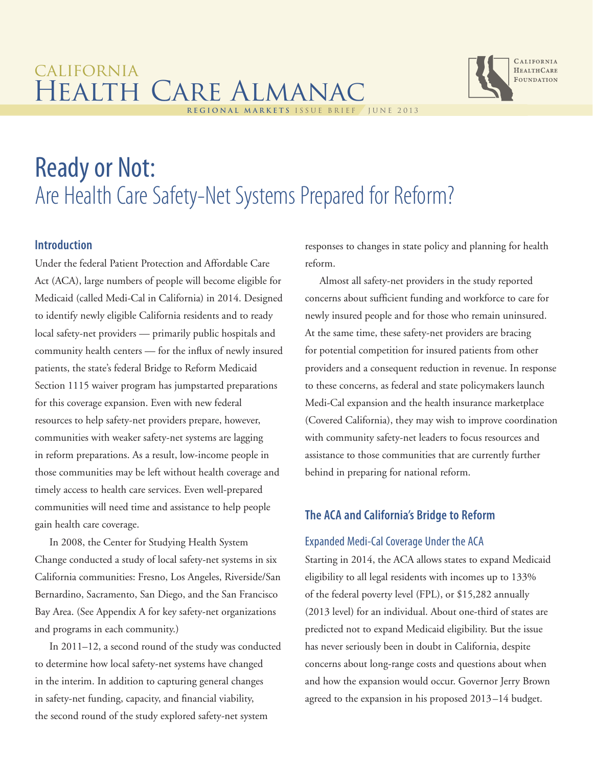California Health Care Almanac

Regional Markets Issue Brief | June 2013

# Ready or Not: Are Health Care Safety-Net Systems Prepared for Reform?

## Introduction

Under the federal Patient Protection and Affordable Care Act (ACA), large numbers of people will become eligible for Medicaid (called Medi-Cal in California) in 2014. Designed to identify newly eligible California residents and to ready local safety-net providers — primarily public hospitals and community health centers — for the influx of newly insured patients, the state's federal Bridge to Reform Medicaid Section 1115 waiver program has jumpstarted preparations for this coverage expansion. Even with new federal resources to help safety-net providers prepare, however, communities with weaker safety-net systems are lagging in reform preparations. As a result, low-income people in those communities may be left without health coverage and timely access to health care services. Even well-prepared communities will need time and assistance to help people gain health care coverage.

In 2008, the Center for Studying Health System Change conducted a study of local safety-net systems in six California communities: Fresno, Los Angeles, Riverside/San Bernardino, Sacramento, San Diego, and the San Francisco Bay Area. (See Appendix A for key safety-net organizations and programs in each community.)

In 2011–12, a second round of the study was conducted to determine how local safety-net systems have changed in the interim. In addition to capturing general changes in safety-net funding, capacity, and financial viability, the second round of the study explored safety-net system responses to changes in state policy and planning for health reform.

Almost all safety-net providers in the study reported concerns about sufficient funding and workforce to care for newly insured people and for those who remain uninsured. At the same time, these safety-net providers are bracing for potential competition for insured patients from other providers and a consequent reduction in revenue. In response to these concerns, as federal and state policymakers launch Medi-Cal expansion and the health insurance marketplace (Covered California), they may wish to improve coordination with community safety-net leaders to focus resources and assistance to those communities that are currently further behind in preparing for national reform.

## The ACA and California's Bridge to Reform

### Expanded Medi-Cal Coverage Under the ACA

Starting in 2014, the ACA allows states to expand Medicaid eligibility to all legal residents with incomes up to 133% of the federal poverty level (FPL), or $15,282 annually (2013 level) for an individual. About one-third of states are predicted not to expand Medicaid eligibility. But the issue has never seriously been in doubt in California, despite concerns about long-range costs and questions about when and how the expansion would occur. Governor Jerry Brown agreed to the expansion in his proposed 2013–14 budget.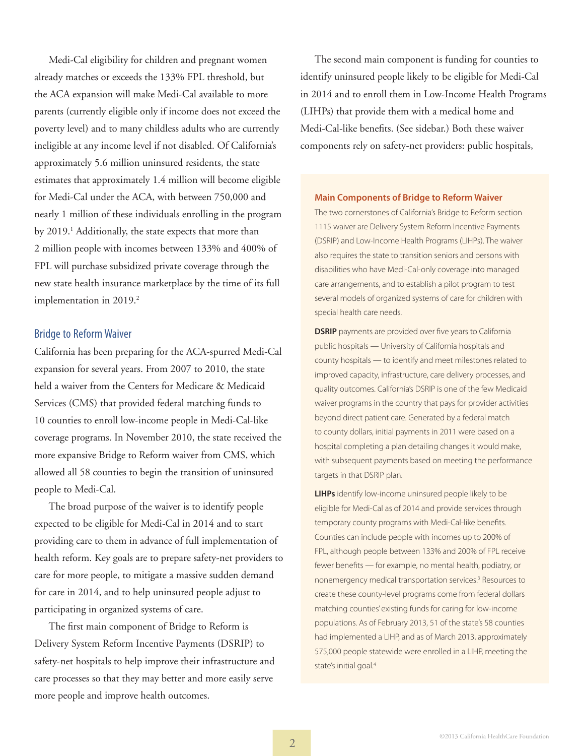Medi-Cal eligibility for children and pregnant women already matches or exceeds the 133% FPL threshold, but the ACA expansion will make Medi-Cal available to more parents (currently eligible only if income does not exceed the poverty level) and to many childless adults who are currently ineligible at any income level if not disabled. Of California's approximately 5.6 million uninsured residents, the state estimates that approximately 1.4 million will become eligible for Medi-Cal under the ACA, with between 750,000 and nearly 1 million of these individuals enrolling in the program by 2019.[1] Additionally, the state expects that more than 2 million people with incomes between 133% and 400% of FPL will purchase subsidized private coverage through the new state health insurance marketplace by the time of its full implementation in 2019.[2]

## Bridge to Reform Waiver

California has been preparing for the ACA-spurred Medi-Cal expansion for several years. From 2007 to 2010, the state held a waiver from the Centers for Medicare & Medicaid Services (CMS) that provided federal matching funds to 10 counties to enroll low-income people in Medi-Cal-like coverage programs. In November 2010, the state received the more expansive Bridge to Reform waiver from CMS, which allowed all 58 counties to begin the transition of uninsured people to Medi-Cal.

The broad purpose of the waiver is to identify people expected to be eligible for Medi-Cal in 2014 and to start providing care to them in advance of full implementation of health reform. Key goals are to prepare safety-net providers to care for more people, to mitigate a massive sudden demand for care in 2014, and to help uninsured people adjust to participating in organized systems of care.

The first main component of Bridge to Reform is Delivery System Reform Incentive Payments (DSRIP) to safety-net hospitals to help improve their infrastructure and care processes so that they may better and more easily serve more people and improve health outcomes.

The second main component is funding for counties to identify uninsured people likely to be eligible for Medi-Cal in 2014 and to enroll them in Low-Income Health Programs (LIHPs) that provide them with a medical home and Medi-Cal-like benefits. (See sidebar.) Both these waiver components rely on safety-net providers: public hospitals,

### Main Components of Bridge to Reform Waiver

The two cornerstones of California's Bridge to Reform section 1115 waiver are Delivery System Reform Incentive Payments (DSRIP) and Low-Income Health Programs (LIHPs). The waiver also requires the state to transition seniors and persons with disabilities who have Medi-Cal-only coverage into managed care arrangements, and to establish a pilot program to test several models of organized systems of care for children with special health care needs.

**DSRIP** payments are provided over five years to California public hospitals — University of California hospitals and county hospitals — to identify and meet milestones related to improved capacity, infrastructure, care delivery processes, and quality outcomes. California's DSRIP is one of the few Medicaid waiver programs in the country that pays for provider activities beyond direct patient care. Generated by a federal match to county dollars, initial payments in 2011 were based on a hospital completing a plan detailing changes it would make, with subsequent payments based on meeting the performance targets in that DSRIP plan.

**LIHPs** identify low-income uninsured people likely to be eligible for Medi-Cal as of 2014 and provide services through temporary county programs with Medi-Cal-like benefits. Counties can include people with incomes up to 200% of FPL, although people between 133% and 200% of FPL receive fewer benefits — for example, no mental health, podiatry, or nonemergency medical transportation services.[3] Resources to create these county-level programs come from federal dollars matching counties' existing funds for caring for low-income populations. As of February 2013, 51 of the state's 58 counties had implemented a LIHP, and as of March 2013, approximately 575,000 people statewide were enrolled in a LIHP, meeting the state's initial goal.[4]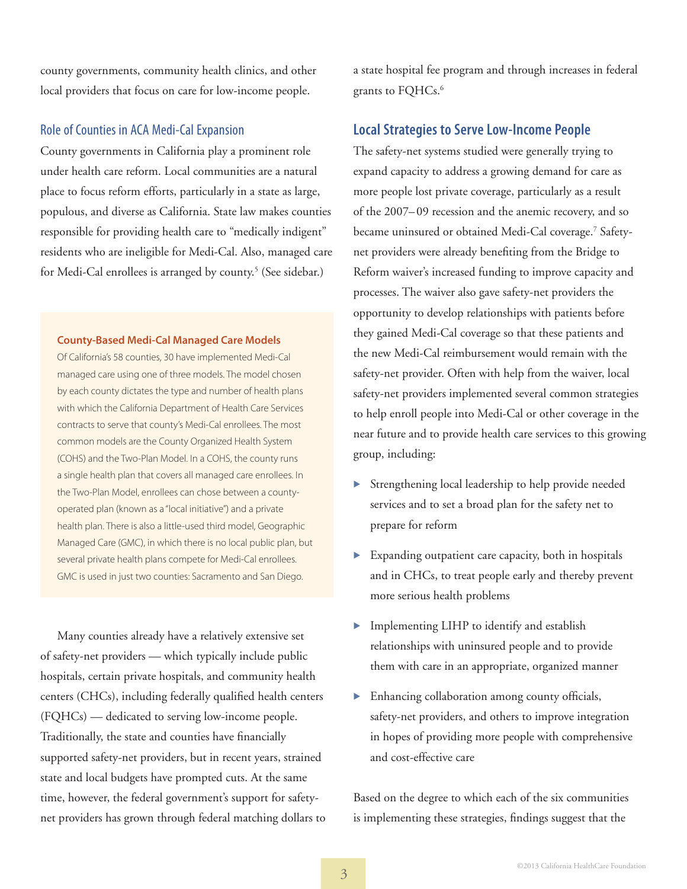county governments, community health clinics, and other local providers that focus on care for low-income people.

### Role of Counties in ACA Medi-Cal Expansion

County governments in California play a prominent role under health care reform. Local communities are a natural place to focus reform efforts, particularly in a state as large, populous, and diverse as California. State law makes counties responsible for providing health care to "medically indigent" residents who are ineligible for Medi-Cal. Also, managed care for Medi-Cal enrollees is arranged by county.[5] (See sidebar.)

**County-Based Medi-Cal Managed Care Models**

Of California's 58 counties, 30 have implemented Medi-Cal managed care using one of three models. The model chosen by each county dictates the type and number of health plans with which the California Department of Health Care Services contracts to serve that county's Medi-Cal enrollees. The most common models are the County Organized Health System (COHS) and the Two-Plan Model. In a COHS, the county runs a single health plan that covers all managed care enrollees. In the Two-Plan Model, enrollees can chose between a county-operated plan (known as a "local initiative") and a private health plan. There is also a little-used third model, Geographic Managed Care (GMC), in which there is no local public plan, but several private health plans compete for Medi-Cal enrollees. GMC is used in just two counties: Sacramento and San Diego.

Many counties already have a relatively extensive set of safety-net providers — which typically include public hospitals, certain private hospitals, and community health centers (CHCs), including federally qualified health centers (FQHCs) — dedicated to serving low-income people. Traditionally, the state and counties have financially supported safety-net providers, but in recent years, strained state and local budgets have prompted cuts. At the same time, however, the federal government's support for safety-net providers has grown through federal matching dollars to a state hospital fee program and through increases in federal grants to FQHCs.[6]

## Local Strategies to Serve Low-Income People

The safety-net systems studied were generally trying to expand capacity to address a growing demand for care as more people lost private coverage, particularly as a result of the 2007–09 recession and the anemic recovery, and so became uninsured or obtained Medi-Cal coverage.[7] Safety-net providers were already benefiting from the Bridge to Reform waiver's increased funding to improve capacity and processes. The waiver also gave safety-net providers the opportunity to develop relationships with patients before they gained Medi-Cal coverage so that these patients and the new Medi-Cal reimbursement would remain with the safety-net provider. Often with help from the waiver, local safety-net providers implemented several common strategies to help enroll people into Medi-Cal or other coverage in the near future and to provide health care services to this growing group, including:

- Strengthening local leadership to help provide needed services and to set a broad plan for the safety net to prepare for reform
- Expanding outpatient care capacity, both in hospitals and in CHCs, to treat people early and thereby prevent more serious health problems
- Implementing LIHP to identify and establish relationships with uninsured people and to provide them with care in an appropriate, organized manner
- Enhancing collaboration among county officials, safety-net providers, and others to improve integration in hopes of providing more people with comprehensive and cost-effective care

Based on the degree to which each of the six communities is implementing these strategies, findings suggest that the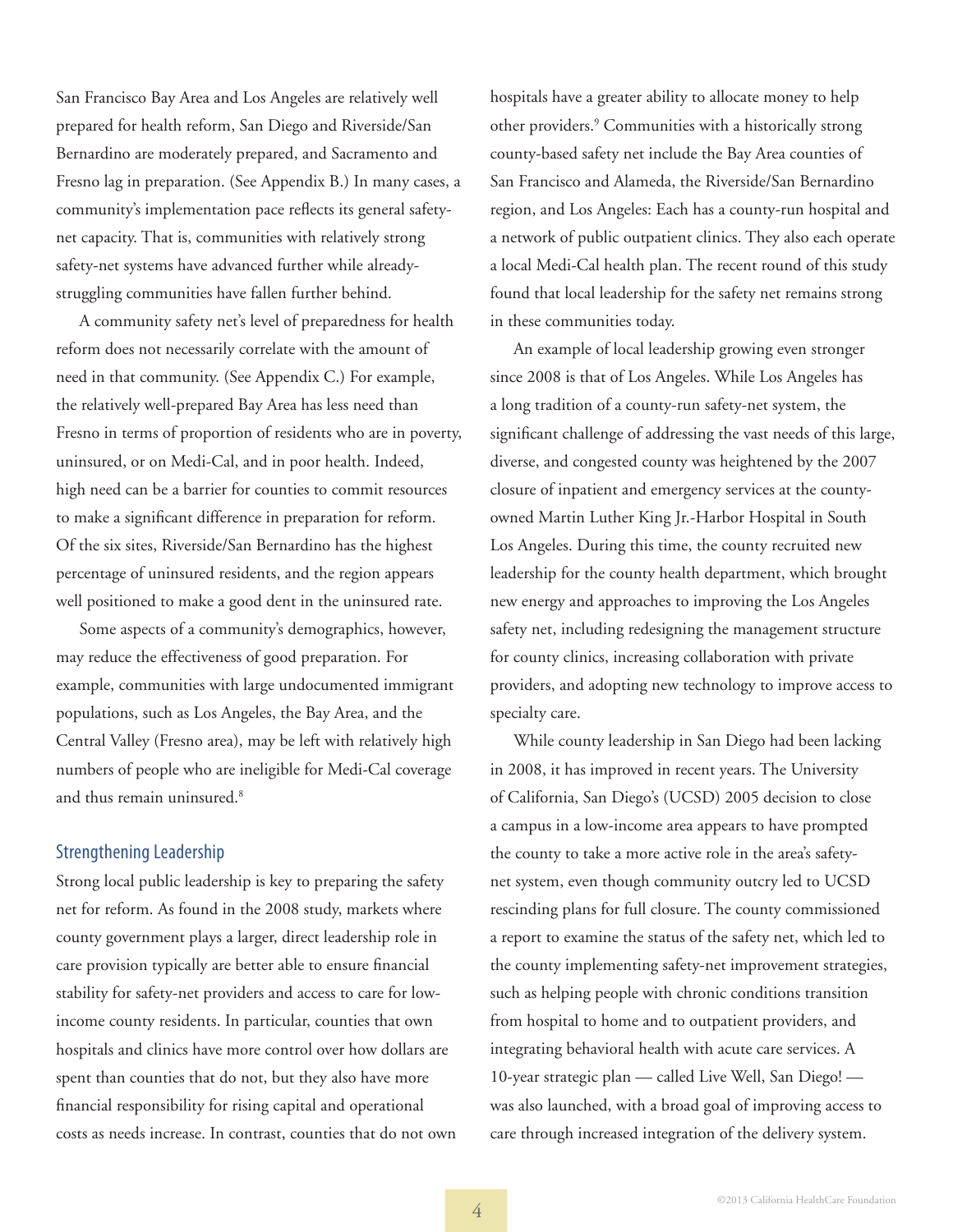San Francisco Bay Area and Los Angeles are relatively well prepared for health reform, San Diego and Riverside/San Bernardino are moderately prepared, and Sacramento and Fresno lag in preparation. (See Appendix B.) In many cases, a community's implementation pace reflects its general safety-net capacity. That is, communities with relatively strong safety-net systems have advanced further while already-struggling communities have fallen further behind.

A community safety net's level of preparedness for health reform does not necessarily correlate with the amount of need in that community. (See Appendix C.) For example, the relatively well-prepared Bay Area has less need than Fresno in terms of proportion of residents who are in poverty, uninsured, or on Medi-Cal, and in poor health. Indeed, high need can be a barrier for counties to commit resources to make a significant difference in preparation for reform. Of the six sites, Riverside/San Bernardino has the highest percentage of uninsured residents, and the region appears well positioned to make a good dent in the uninsured rate.

Some aspects of a community's demographics, however, may reduce the effectiveness of good preparation. For example, communities with large undocumented immigrant populations, such as Los Angeles, the Bay Area, and the Central Valley (Fresno area), may be left with relatively high numbers of people who are ineligible for Medi-Cal coverage and thus remain uninsured.[8]

## Strengthening Leadership

Strong local public leadership is key to preparing the safety net for reform. As found in the 2008 study, markets where county government plays a larger, direct leadership role in care provision typically are better able to ensure financial stability for safety-net providers and access to care for low-income county residents. In particular, counties that own hospitals and clinics have more control over how dollars are spent than counties that do not, but they also have more financial responsibility for rising capital and operational costs as needs increase. In contrast, counties that do not own hospitals have a greater ability to allocate money to help other providers.[9] Communities with a historically strong county-based safety net include the Bay Area counties of San Francisco and Alameda, the Riverside/San Bernardino region, and Los Angeles: Each has a county-run hospital and a network of public outpatient clinics. They also each operate a local Medi-Cal health plan. The recent round of this study found that local leadership for the safety net remains strong in these communities today.

An example of local leadership growing even stronger since 2008 is that of Los Angeles. While Los Angeles has a long tradition of a county-run safety-net system, the significant challenge of addressing the vast needs of this large, diverse, and congested county was heightened by the 2007 closure of inpatient and emergency services at the county-owned Martin Luther King Jr.-Harbor Hospital in South Los Angeles. During this time, the county recruited new leadership for the county health department, which brought new energy and approaches to improving the Los Angeles safety net, including redesigning the management structure for county clinics, increasing collaboration with private providers, and adopting new technology to improve access to specialty care.

While county leadership in San Diego had been lacking in 2008, it has improved in recent years. The University of California, San Diego's (UCSD) 2005 decision to close a campus in a low-income area appears to have prompted the county to take a more active role in the area's safety-net system, even though community outcry led to UCSD rescinding plans for full closure. The county commissioned a report to examine the status of the safety net, which led to the county implementing safety-net improvement strategies, such as helping people with chronic conditions transition from hospital to home and to outpatient providers, and integrating behavioral health with acute care services. A 10-year strategic plan — called Live Well, San Diego! — was also launched, with a broad goal of improving access to care through increased integration of the delivery system.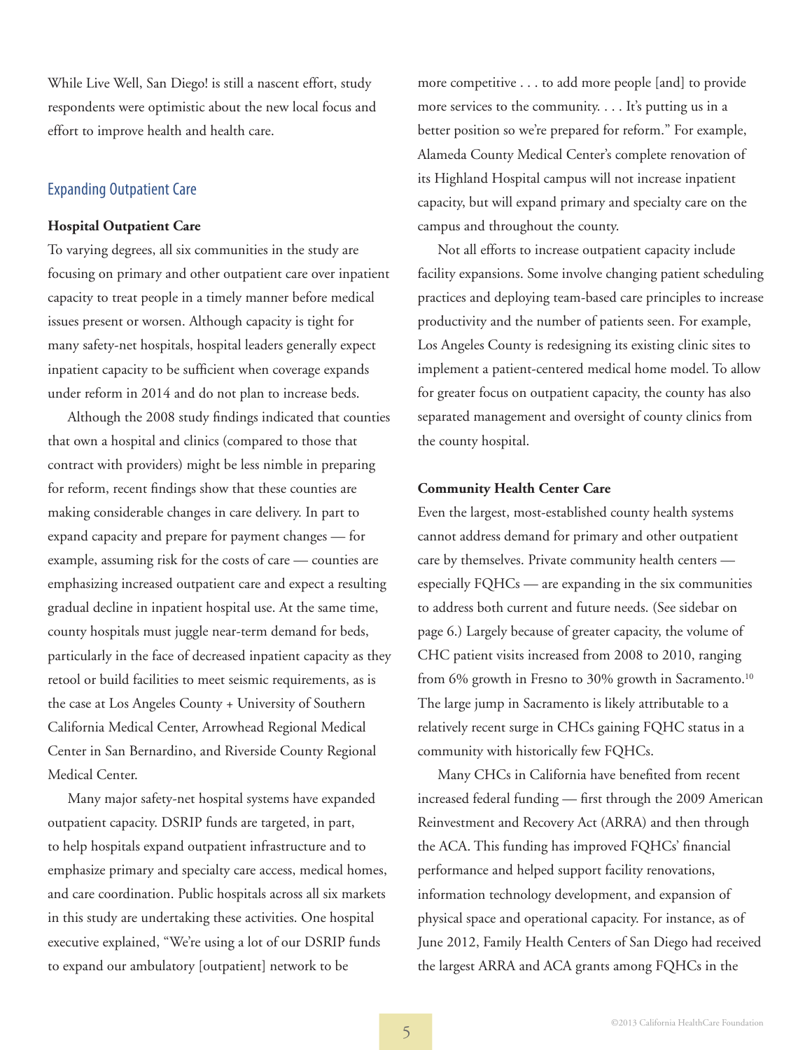While Live Well, San Diego! is still a nascent effort, study respondents were optimistic about the new local focus and effort to improve health and health care.

## Expanding Outpatient Care

### Hospital Outpatient Care

To varying degrees, all six communities in the study are focusing on primary and other outpatient care over inpatient capacity to treat people in a timely manner before medical issues present or worsen. Although capacity is tight for many safety-net hospitals, hospital leaders generally expect inpatient capacity to be sufficient when coverage expands under reform in 2014 and do not plan to increase beds.

Although the 2008 study findings indicated that counties that own a hospital and clinics (compared to those that contract with providers) might be less nimble in preparing for reform, recent findings show that these counties are making considerable changes in care delivery. In part to expand capacity and prepare for payment changes — for example, assuming risk for the costs of care — counties are emphasizing increased outpatient care and expect a resulting gradual decline in inpatient hospital use. At the same time, county hospitals must juggle near-term demand for beds, particularly in the face of decreased inpatient capacity as they retool or build facilities to meet seismic requirements, as is the case at Los Angeles County + University of Southern California Medical Center, Arrowhead Regional Medical Center in San Bernardino, and Riverside County Regional Medical Center.

Many major safety-net hospital systems have expanded outpatient capacity. DSRIP funds are targeted, in part, to help hospitals expand outpatient infrastructure and to emphasize primary and specialty care access, medical homes, and care coordination. Public hospitals across all six markets in this study are undertaking these activities. One hospital executive explained, "We're using a lot of our DSRIP funds to expand our ambulatory [outpatient] network to be more competitive . . . to add more people [and] to provide more services to the community. . . . It's putting us in a better position so we're prepared for reform." For example, Alameda County Medical Center's complete renovation of its Highland Hospital campus will not increase inpatient capacity, but will expand primary and specialty care on the campus and throughout the county.

Not all efforts to increase outpatient capacity include facility expansions. Some involve changing patient scheduling practices and deploying team-based care principles to increase productivity and the number of patients seen. For example, Los Angeles County is redesigning its existing clinic sites to implement a patient-centered medical home model. To allow for greater focus on outpatient capacity, the county has also separated management and oversight of county clinics from the county hospital.

### Community Health Center Care

Even the largest, most-established county health systems cannot address demand for primary and other outpatient care by themselves. Private community health centers — especially FQHCs — are expanding in the six communities to address both current and future needs. (See sidebar on page 6.) Largely because of greater capacity, the volume of CHC patient visits increased from 2008 to 2010, ranging from 6% growth in Fresno to 30% growth in Sacramento.[10] The large jump in Sacramento is likely attributable to a relatively recent surge in CHCs gaining FQHC status in a community with historically few FQHCs.

Many CHCs in California have benefited from recent increased federal funding — first through the 2009 American Reinvestment and Recovery Act (ARRA) and then through the ACA. This funding has improved FQHCs' financial performance and helped support facility renovations, information technology development, and expansion of physical space and operational capacity. For instance, as of June 2012, Family Health Centers of San Diego had received the largest ARRA and ACA grants among FQHCs in the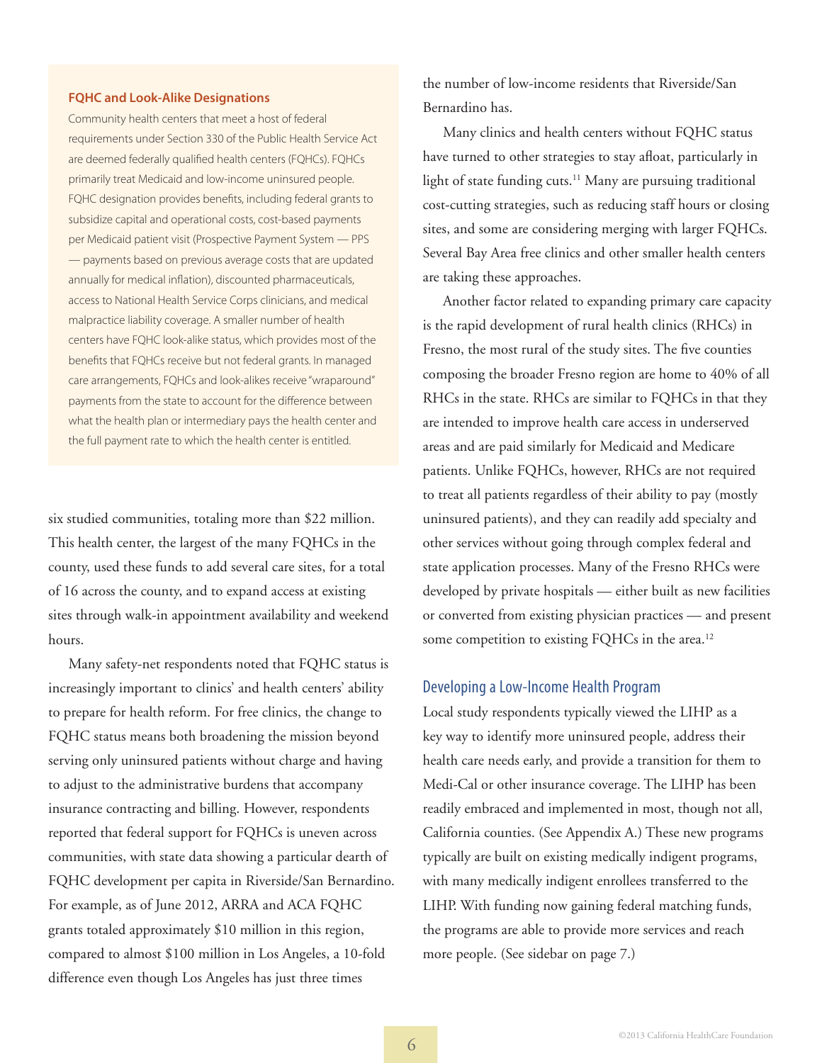### FQHC and Look-Alike Designations

Community health centers that meet a host of federal requirements under Section 330 of the Public Health Service Act are deemed federally qualified health centers (FQHCs). FQHCs primarily treat Medicaid and low-income uninsured people. FQHC designation provides benefits, including federal grants to subsidize capital and operational costs, cost-based payments per Medicaid patient visit (Prospective Payment System — PPS — payments based on previous average costs that are updated annually for medical inflation), discounted pharmaceuticals, access to National Health Service Corps clinicians, and medical malpractice liability coverage. A smaller number of health centers have FQHC look-alike status, which provides most of the benefits that FQHCs receive but not federal grants. In managed care arrangements, FQHCs and look-alikes receive "wraparound" payments from the state to account for the difference between what the health plan or intermediary pays the health center and the full payment rate to which the health center is entitled.

six studied communities, totaling more than $22 million. This health center, the largest of the many FQHCs in the county, used these funds to add several care sites, for a total of 16 across the county, and to expand access at existing sites through walk-in appointment availability and weekend hours.

Many safety-net respondents noted that FQHC status is increasingly important to clinics' and health centers' ability to prepare for health reform. For free clinics, the change to FQHC status means both broadening the mission beyond serving only uninsured patients without charge and having to adjust to the administrative burdens that accompany insurance contracting and billing. However, respondents reported that federal support for FQHCs is uneven across communities, with state data showing a particular dearth of FQHC development per capita in Riverside/San Bernardino. For example, as of June 2012, ARRA and ACA FQHC grants totaled approximately $10 million in this region, compared to almost $100 million in Los Angeles, a 10-fold difference even though Los Angeles has just three times the number of low-income residents that Riverside/San Bernardino has.

Many clinics and health centers without FQHC status have turned to other strategies to stay afloat, particularly in light of state funding cuts.[11] Many are pursuing traditional cost-cutting strategies, such as reducing staff hours or closing sites, and some are considering merging with larger FQHCs. Several Bay Area free clinics and other smaller health centers are taking these approaches.

Another factor related to expanding primary care capacity is the rapid development of rural health clinics (RHCs) in Fresno, the most rural of the study sites. The five counties composing the broader Fresno region are home to 40% of all RHCs in the state. RHCs are similar to FQHCs in that they are intended to improve health care access in underserved areas and are paid similarly for Medicaid and Medicare patients. Unlike FQHCs, however, RHCs are not required to treat all patients regardless of their ability to pay (mostly uninsured patients), and they can readily add specialty and other services without going through complex federal and state application processes. Many of the Fresno RHCs were developed by private hospitals — either built as new facilities or converted from existing physician practices — and present some competition to existing FQHCs in the area.[12]

## Developing a Low-Income Health Program

Local study respondents typically viewed the LIHP as a key way to identify more uninsured people, address their health care needs early, and provide a transition for them to Medi-Cal or other insurance coverage. The LIHP has been readily embraced and implemented in most, though not all, California counties. (See Appendix A.) These new programs typically are built on existing medically indigent programs, with many medically indigent enrollees transferred to the LIHP. With funding now gaining federal matching funds, the programs are able to provide more services and reach more people. (See sidebar on page 7.)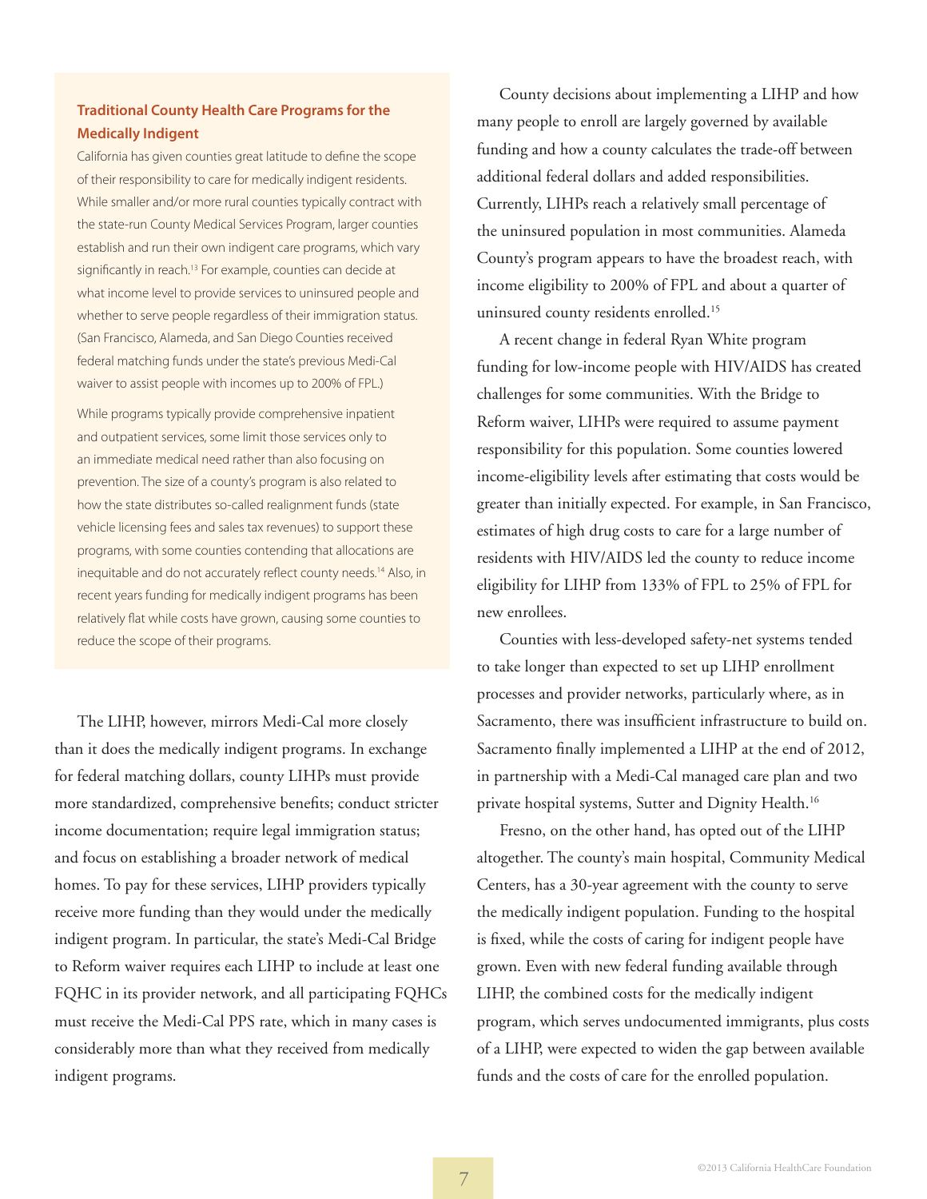### Traditional County Health Care Programs for the Medically Indigent

California has given counties great latitude to define the scope of their responsibility to care for medically indigent residents. While smaller and/or more rural counties typically contract with the state-run County Medical Services Program, larger counties establish and run their own indigent care programs, which vary significantly in reach.[13] For example, counties can decide at what income level to provide services to uninsured people and whether to serve people regardless of their immigration status. (San Francisco, Alameda, and San Diego Counties received federal matching funds under the state's previous Medi-Cal waiver to assist people with incomes up to 200% of FPL.)

While programs typically provide comprehensive inpatient and outpatient services, some limit those services only to an immediate medical need rather than also focusing on prevention. The size of a county's program is also related to how the state distributes so-called realignment funds (state vehicle licensing fees and sales tax revenues) to support these programs, with some counties contending that allocations are inequitable and do not accurately reflect county needs.[14] Also, in recent years funding for medically indigent programs has been relatively flat while costs have grown, causing some counties to reduce the scope of their programs.

The LIHP, however, mirrors Medi-Cal more closely than it does the medically indigent programs. In exchange for federal matching dollars, county LIHPs must provide more standardized, comprehensive benefits; conduct stricter income documentation; require legal immigration status; and focus on establishing a broader network of medical homes. To pay for these services, LIHP providers typically receive more funding than they would under the medically indigent program. In particular, the state's Medi-Cal Bridge to Reform waiver requires each LIHP to include at least one FQHC in its provider network, and all participating FQHCs must receive the Medi-Cal PPS rate, which in many cases is considerably more than what they received from medically indigent programs.

County decisions about implementing a LIHP and how many people to enroll are largely governed by available funding and how a county calculates the trade-off between additional federal dollars and added responsibilities. Currently, LIHPs reach a relatively small percentage of the uninsured population in most communities. Alameda County's program appears to have the broadest reach, with income eligibility to 200% of FPL and about a quarter of uninsured county residents enrolled.[15]

A recent change in federal Ryan White program funding for low-income people with HIV/AIDS has created challenges for some communities. With the Bridge to Reform waiver, LIHPs were required to assume payment responsibility for this population. Some counties lowered income-eligibility levels after estimating that costs would be greater than initially expected. For example, in San Francisco, estimates of high drug costs to care for a large number of residents with HIV/AIDS led the county to reduce income eligibility for LIHP from 133% of FPL to 25% of FPL for new enrollees.

Counties with less-developed safety-net systems tended to take longer than expected to set up LIHP enrollment processes and provider networks, particularly where, as in Sacramento, there was insufficient infrastructure to build on. Sacramento finally implemented a LIHP at the end of 2012, in partnership with a Medi-Cal managed care plan and two private hospital systems, Sutter and Dignity Health.[16]

Fresno, on the other hand, has opted out of the LIHP altogether. The county's main hospital, Community Medical Centers, has a 30-year agreement with the county to serve the medically indigent population. Funding to the hospital is fixed, while the costs of caring for indigent people have grown. Even with new federal funding available through LIHP, the combined costs for the medically indigent program, which serves undocumented immigrants, plus costs of a LIHP, were expected to widen the gap between available funds and the costs of care for the enrolled population.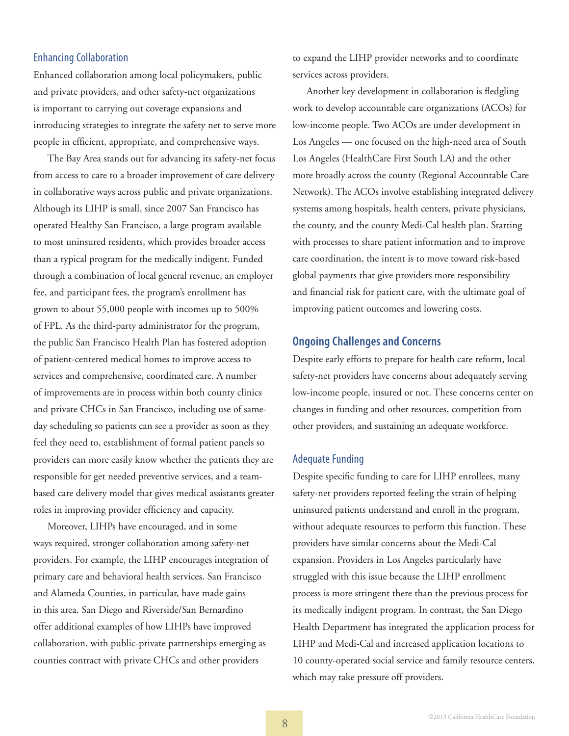### Enhancing Collaboration

Enhanced collaboration among local policymakers, public and private providers, and other safety-net organizations is important to carrying out coverage expansions and introducing strategies to integrate the safety net to serve more people in efficient, appropriate, and comprehensive ways.

The Bay Area stands out for advancing its safety-net focus from access to care to a broader improvement of care delivery in collaborative ways across public and private organizations. Although its LIHP is small, since 2007 San Francisco has operated Healthy San Francisco, a large program available to most uninsured residents, which provides broader access than a typical program for the medically indigent. Funded through a combination of local general revenue, an employer fee, and participant fees, the program's enrollment has grown to about 55,000 people with incomes up to 500% of FPL. As the third-party administrator for the program, the public San Francisco Health Plan has fostered adoption of patient-centered medical homes to improve access to services and comprehensive, coordinated care. A number of improvements are in process within both county clinics and private CHCs in San Francisco, including use of same-day scheduling so patients can see a provider as soon as they feel they need to, establishment of formal patient panels so providers can more easily know whether the patients they are responsible for get needed preventive services, and a team-based care delivery model that gives medical assistants greater roles in improving provider efficiency and capacity.

Moreover, LIHPs have encouraged, and in some ways required, stronger collaboration among safety-net providers. For example, the LIHP encourages integration of primary care and behavioral health services. San Francisco and Alameda Counties, in particular, have made gains in this area. San Diego and Riverside/San Bernardino offer additional examples of how LIHPs have improved collaboration, with public-private partnerships emerging as counties contract with private CHCs and other providers to expand the LIHP provider networks and to coordinate services across providers.

Another key development in collaboration is fledgling work to develop accountable care organizations (ACOs) for low-income people. Two ACOs are under development in Los Angeles — one focused on the high-need area of South Los Angeles (HealthCare First South LA) and the other more broadly across the county (Regional Accountable Care Network). The ACOs involve establishing integrated delivery systems among hospitals, health centers, private physicians, the county, and the county Medi-Cal health plan. Starting with processes to share patient information and to improve care coordination, the intent is to move toward risk-based global payments that give providers more responsibility and financial risk for patient care, with the ultimate goal of improving patient outcomes and lowering costs.

## Ongoing Challenges and Concerns

Despite early efforts to prepare for health care reform, local safety-net providers have concerns about adequately serving low-income people, insured or not. These concerns center on changes in funding and other resources, competition from other providers, and sustaining an adequate workforce.

### Adequate Funding

Despite specific funding to care for LIHP enrollees, many safety-net providers reported feeling the strain of helping uninsured patients understand and enroll in the program, without adequate resources to perform this function. These providers have similar concerns about the Medi-Cal expansion. Providers in Los Angeles particularly have struggled with this issue because the LIHP enrollment process is more stringent there than the previous process for its medically indigent program. In contrast, the San Diego Health Department has integrated the application process for LIHP and Medi-Cal and increased application locations to 10 county-operated social service and family resource centers, which may take pressure off providers.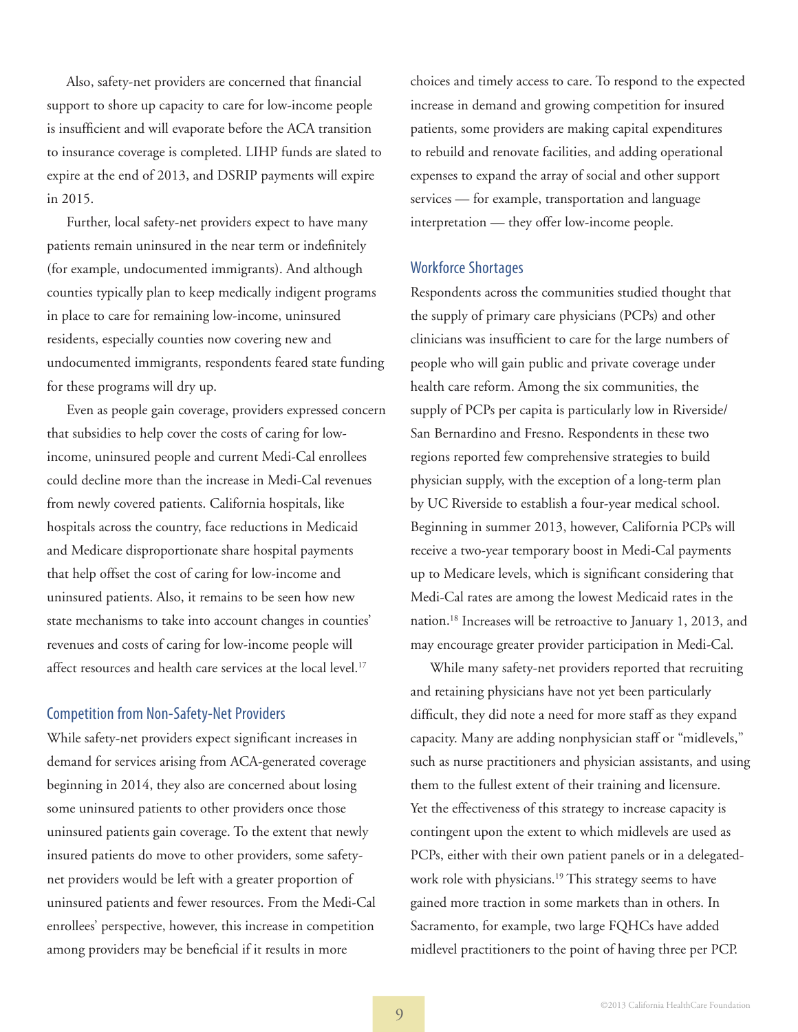Also, safety-net providers are concerned that financial support to shore up capacity to care for low-income people is insufficient and will evaporate before the ACA transition to insurance coverage is completed. LIHP funds are slated to expire at the end of 2013, and DSRIP payments will expire in 2015.

Further, local safety-net providers expect to have many patients remain uninsured in the near term or indefinitely (for example, undocumented immigrants). And although counties typically plan to keep medically indigent programs in place to care for remaining low-income, uninsured residents, especially counties now covering new and undocumented immigrants, respondents feared state funding for these programs will dry up.

Even as people gain coverage, providers expressed concern that subsidies to help cover the costs of caring for low-income, uninsured people and current Medi-Cal enrollees could decline more than the increase in Medi-Cal revenues from newly covered patients. California hospitals, like hospitals across the country, face reductions in Medicaid and Medicare disproportionate share hospital payments that help offset the cost of caring for low-income and uninsured patients. Also, it remains to be seen how new state mechanisms to take into account changes in counties' revenues and costs of caring for low-income people will affect resources and health care services at the local level.[17]

### Competition from Non-Safety-Net Providers

While safety-net providers expect significant increases in demand for services arising from ACA-generated coverage beginning in 2014, they also are concerned about losing some uninsured patients to other providers once those uninsured patients gain coverage. To the extent that newly insured patients do move to other providers, some safety-net providers would be left with a greater proportion of uninsured patients and fewer resources. From the Medi-Cal enrollees' perspective, however, this increase in competition among providers may be beneficial if it results in more choices and timely access to care. To respond to the expected increase in demand and growing competition for insured patients, some providers are making capital expenditures to rebuild and renovate facilities, and adding operational expenses to expand the array of social and other support services — for example, transportation and language interpretation — they offer low-income people.

### Workforce Shortages

Respondents across the communities studied thought that the supply of primary care physicians (PCPs) and other clinicians was insufficient to care for the large numbers of people who will gain public and private coverage under health care reform. Among the six communities, the supply of PCPs per capita is particularly low in Riverside/San Bernardino and Fresno. Respondents in these two regions reported few comprehensive strategies to build physician supply, with the exception of a long-term plan by UC Riverside to establish a four-year medical school. Beginning in summer 2013, however, California PCPs will receive a two-year temporary boost in Medi-Cal payments up to Medicare levels, which is significant considering that Medi-Cal rates are among the lowest Medicaid rates in the nation.[18] Increases will be retroactive to January 1, 2013, and may encourage greater provider participation in Medi-Cal.

While many safety-net providers reported that recruiting and retaining physicians have not yet been particularly difficult, they did note a need for more staff as they expand capacity. Many are adding nonphysician staff or "midlevels," such as nurse practitioners and physician assistants, and using them to the fullest extent of their training and licensure. Yet the effectiveness of this strategy to increase capacity is contingent upon the extent to which midlevels are used as PCPs, either with their own patient panels or in a delegated-work role with physicians.[19] This strategy seems to have gained more traction in some markets than in others. In Sacramento, for example, two large FQHCs have added midlevel practitioners to the point of having three per PCP.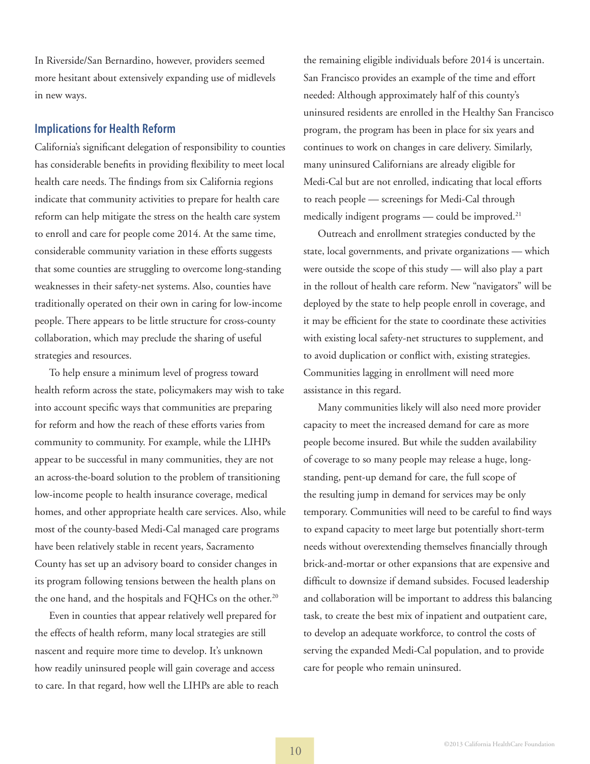In Riverside/San Bernardino, however, providers seemed more hesitant about extensively expanding use of midlevels in new ways.

## Implications for Health Reform

California's significant delegation of responsibility to counties has considerable benefits in providing flexibility to meet local health care needs. The findings from six California regions indicate that community activities to prepare for health care reform can help mitigate the stress on the health care system to enroll and care for people come 2014. At the same time, considerable community variation in these efforts suggests that some counties are struggling to overcome long-standing weaknesses in their safety-net systems. Also, counties have traditionally operated on their own in caring for low-income people. There appears to be little structure for cross-county collaboration, which may preclude the sharing of useful strategies and resources.

To help ensure a minimum level of progress toward health reform across the state, policymakers may wish to take into account specific ways that communities are preparing for reform and how the reach of these efforts varies from community to community. For example, while the LIHPs appear to be successful in many communities, they are not an across-the-board solution to the problem of transitioning low-income people to health insurance coverage, medical homes, and other appropriate health care services. Also, while most of the county-based Medi-Cal managed care programs have been relatively stable in recent years, Sacramento County has set up an advisory board to consider changes in its program following tensions between the health plans on the one hand, and the hospitals and FQHCs on the other.[20]

Even in counties that appear relatively well prepared for the effects of health reform, many local strategies are still nascent and require more time to develop. It's unknown how readily uninsured people will gain coverage and access to care. In that regard, how well the LIHPs are able to reach the remaining eligible individuals before 2014 is uncertain. San Francisco provides an example of the time and effort needed: Although approximately half of this county's uninsured residents are enrolled in the Healthy San Francisco program, the program has been in place for six years and continues to work on changes in care delivery. Similarly, many uninsured Californians are already eligible for Medi-Cal but are not enrolled, indicating that local efforts to reach people — screenings for Medi-Cal through medically indigent programs — could be improved.[21]

Outreach and enrollment strategies conducted by the state, local governments, and private organizations — which were outside the scope of this study — will also play a part in the rollout of health care reform. New "navigators" will be deployed by the state to help people enroll in coverage, and it may be efficient for the state to coordinate these activities with existing local safety-net structures to supplement, and to avoid duplication or conflict with, existing strategies. Communities lagging in enrollment will need more assistance in this regard.

Many communities likely will also need more provider capacity to meet the increased demand for care as more people become insured. But while the sudden availability of coverage to so many people may release a huge, long-standing, pent-up demand for care, the full scope of the resulting jump in demand for services may be only temporary. Communities will need to be careful to find ways to expand capacity to meet large but potentially short-term needs without overextending themselves financially through brick-and-mortar or other expansions that are expensive and difficult to downsize if demand subsides. Focused leadership and collaboration will be important to address this balancing task, to create the best mix of inpatient and outpatient care, to develop an adequate workforce, to control the costs of serving the expanded Medi-Cal population, and to provide care for people who remain uninsured.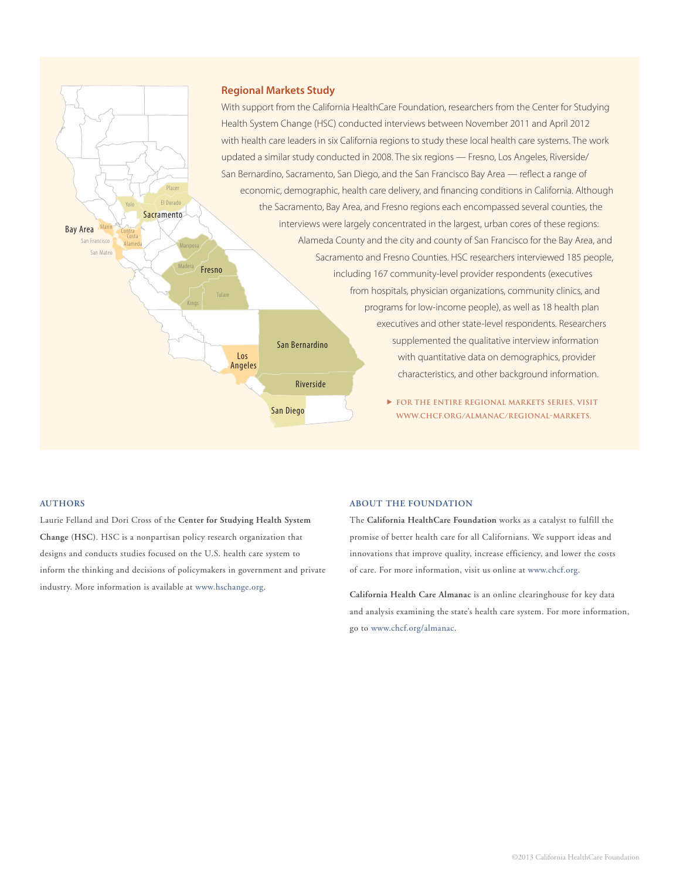## Regional Markets Study

With support from the California HealthCare Foundation, researchers from the Center for Studying Health System Change (HSC) conducted interviews between November 2011 and April 2012 with health care leaders in six California regions to study these local health care systems. The work updated a similar study conducted in 2008. The six regions — Fresno, Los Angeles, Riverside/San Bernardino, Sacramento, San Diego, and the San Francisco Bay Area — reflect a range of economic, demographic, health care delivery, and financing conditions in California. Although the Sacramento, Bay Area, and Fresno regions each encompassed several counties, the interviews were largely concentrated in the largest, urban cores of these regions: Alameda County and the city and county of San Francisco for the Bay Area, and Sacramento and Fresno Counties. HSC researchers interviewed 185 people, including 167 community-level provider respondents (executives from hospitals, physician organizations, community clinics, and programs for low-income people), as well as 18 health plan executives and other state-level respondents. Researchers supplemented the qualitative interview information with quantitative data on demographics, provider characteristics, and other background information.

▶ FOR THE ENTIRE REGIONAL MARKETS SERIES, VISIT WWW.CHCF.ORG/ALMANAC/REGIONAL-MARKETS.

### AUTHORS

Laurie Felland and Dori Cross of the **Center for Studying Health System Change (HSC)**. HSC is a nonpartisan policy research organization that designs and conducts studies focused on the U.S. health care system to inform the thinking and decisions of policymakers in government and private industry. More information is available at www.hschange.org.

### ABOUT THE FOUNDATION

The **California HealthCare Foundation** works as a catalyst to fulfill the promise of better health care for all Californians. We support ideas and innovations that improve quality, increase efficiency, and lower the costs of care. For more information, visit us online at www.chcf.org.

**California Health Care Almanac** is an online clearinghouse for key data and analysis examining the state's health care system. For more information, go to www.chcf.org/almanac.

©2013 California HealthCare Foundation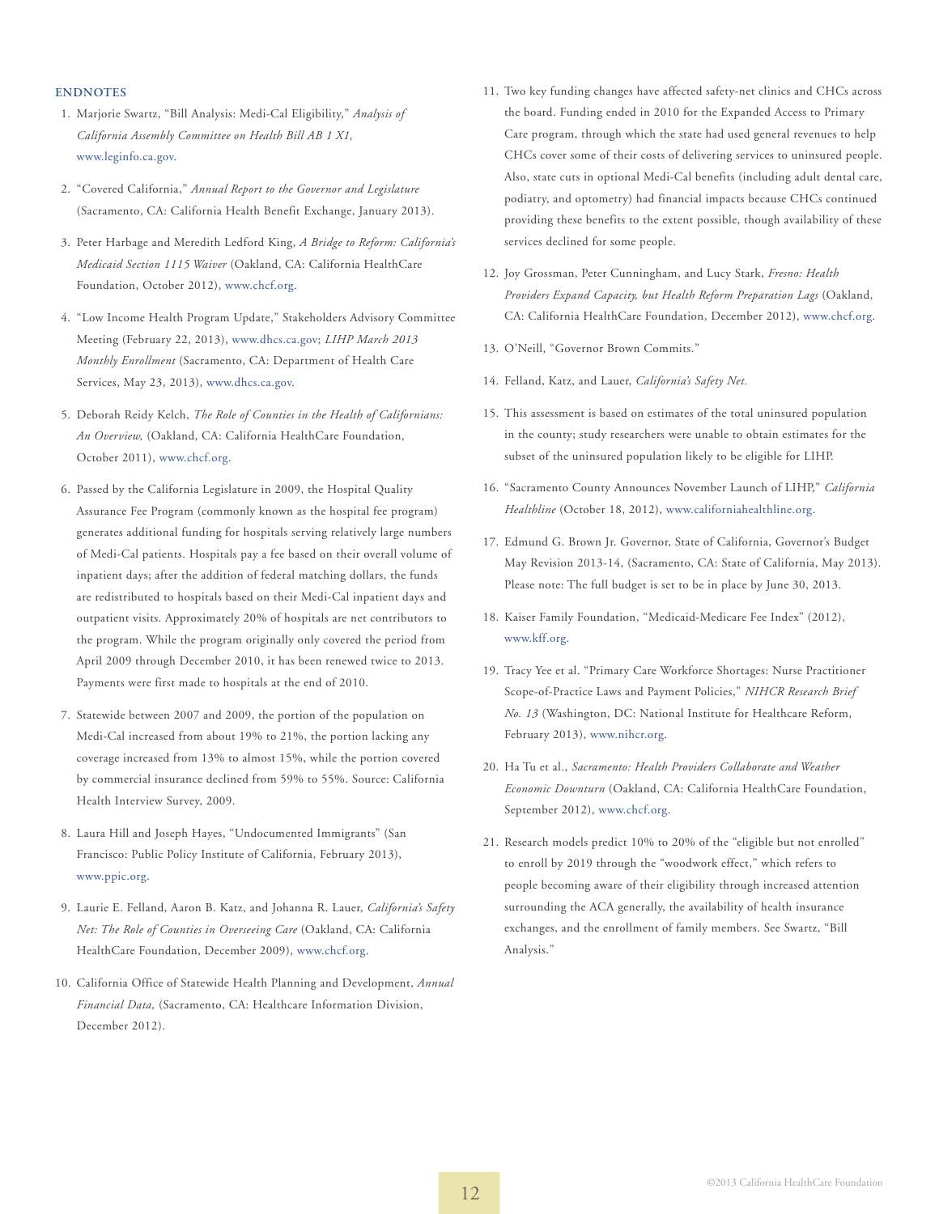## ENDNOTES

1. Marjorie Swartz, "Bill Analysis: Medi-Cal Eligibility," *Analysis of California Assembly Committee on Health Bill AB 1 X1,* www.leginfo.ca.gov.

2. "Covered California," *Annual Report to the Governor and Legislature* (Sacramento, CA: California Health Benefit Exchange, January 2013).

3. Peter Harbage and Meredith Ledford King, *A Bridge to Reform: California's Medicaid Section 1115 Waiver* (Oakland, CA: California HealthCare Foundation, October 2012), www.chcf.org.

4. "Low Income Health Program Update," Stakeholders Advisory Committee Meeting (February 22, 2013), www.dhcs.ca.gov; *LIHP March 2013 Monthly Enrollment* (Sacramento, CA: Department of Health Care Services, May 23, 2013), www.dhcs.ca.gov.

5. Deborah Reidy Kelch, *The Role of Counties in the Health of Californians: An Overview,* (Oakland, CA: California HealthCare Foundation, October 2011), www.chcf.org.

6. Passed by the California Legislature in 2009, the Hospital Quality Assurance Fee Program (commonly known as the hospital fee program) generates additional funding for hospitals serving relatively large numbers of Medi-Cal patients. Hospitals pay a fee based on their overall volume of inpatient days; after the addition of federal matching dollars, the funds are redistributed to hospitals based on their Medi-Cal inpatient days and outpatient visits. Approximately 20% of hospitals are net contributors to the program. While the program originally only covered the period from April 2009 through December 2010, it has been renewed twice to 2013. Payments were first made to hospitals at the end of 2010.

7. Statewide between 2007 and 2009, the portion of the population on Medi-Cal increased from about 19% to 21%, the portion lacking any coverage increased from 13% to almost 15%, while the portion covered by commercial insurance declined from 59% to 55%. Source: California Health Interview Survey, 2009.

8. Laura Hill and Joseph Hayes, "Undocumented Immigrants" (San Francisco: Public Policy Institute of California, February 2013), www.ppic.org.

9. Laurie E. Felland, Aaron B. Katz, and Johanna R. Lauer, *California's Safety Net: The Role of Counties in Overseeing Care* (Oakland, CA: California HealthCare Foundation, December 2009), www.chcf.org.

10. California Office of Statewide Health Planning and Development, *Annual Financial Data,* (Sacramento, CA: Healthcare Information Division, December 2012).

11. Two key funding changes have affected safety-net clinics and CHCs across the board. Funding ended in 2010 for the Expanded Access to Primary Care program, through which the state had used general revenues to help CHCs cover some of their costs of delivering services to uninsured people. Also, state cuts in optional Medi-Cal benefits (including adult dental care, podiatry, and optometry) had financial impacts because CHCs continued providing these benefits to the extent possible, though availability of these services declined for some people.

12. Joy Grossman, Peter Cunningham, and Lucy Stark, *Fresno: Health Providers Expand Capacity, but Health Reform Preparation Lags* (Oakland, CA: California HealthCare Foundation, December 2012), www.chcf.org.

13. O'Neill, "Governor Brown Commits."

14. Felland, Katz, and Lauer, *California's Safety Net.*

15. This assessment is based on estimates of the total uninsured population in the county; study researchers were unable to obtain estimates for the subset of the uninsured population likely to be eligible for LIHP.

16. "Sacramento County Announces November Launch of LIHP," *California Healthline* (October 18, 2012), www.californiahealthline.org.

17. Edmund G. Brown Jr. Governor, State of California, Governor's Budget May Revision 2013-14, (Sacramento, CA: State of California, May 2013). Please note: The full budget is set to be in place by June 30, 2013.

18. Kaiser Family Foundation, "Medicaid-Medicare Fee Index" (2012), www.kff.org.

19. Tracy Yee et al. "Primary Care Workforce Shortages: Nurse Practitioner Scope-of-Practice Laws and Payment Policies," *NIHCR Research Brief No. 13* (Washington, DC: National Institute for Healthcare Reform, February 2013), www.nihcr.org.

20. Ha Tu et al., *Sacramento: Health Providers Collaborate and Weather Economic Downturn* (Oakland, CA: California HealthCare Foundation, September 2012), www.chcf.org.

21. Research models predict 10% to 20% of the "eligible but not enrolled" to enroll by 2019 through the "woodwork effect," which refers to people becoming aware of their eligibility through increased attention surrounding the ACA generally, the availability of health insurance exchanges, and the enrollment of family members. See Swartz, "Bill Analysis."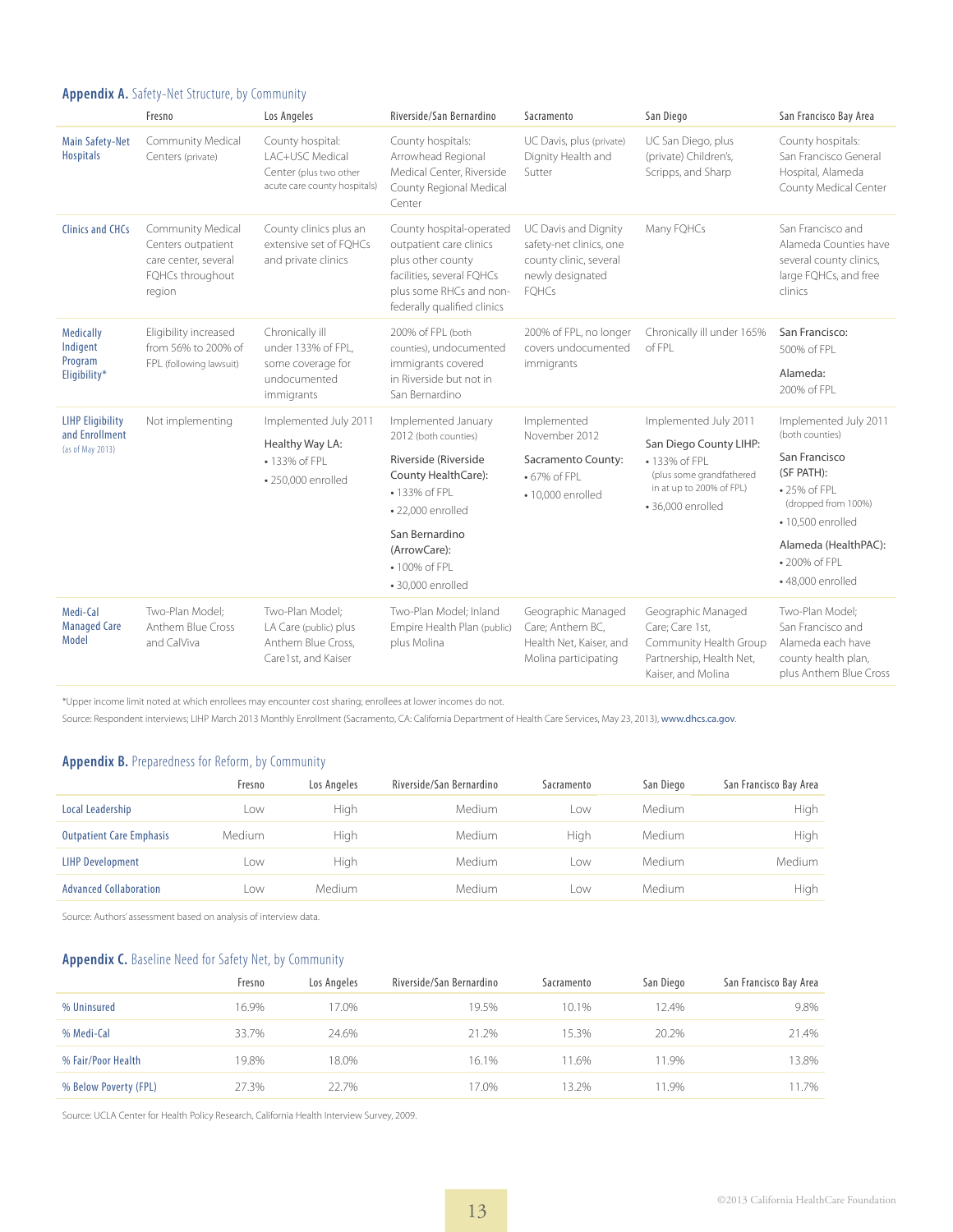**Appendix A.** Safety-Net Structure, by Community

| | Fresno | Los Angeles | Riverside/San Bernardino | Sacramento | San Diego | San Francisco Bay Area |
|---|---|---|---|---|---|---|
| Main Safety-Net Hospitals | Community Medical Centers (private) | County hospital: LAC+USC Medical Center (plus two other acute care county hospitals) | County hospitals: Arrowhead Regional Medical Center, Riverside County Regional Medical Center | UC Davis, plus (private) Dignity Health and Sutter | UC San Diego, plus (private) Children's, Scripps, and Sharp | County hospitals: San Francisco General Hospital, Alameda County Medical Center |
| Clinics and CHCs | Community Medical Centers outpatient care center, several FQHCs throughout region | County clinics plus an extensive set of FQHCs and private clinics | County hospital-operated outpatient care clinics plus other county facilities, several FQHCs plus some RHCs and non-federally qualified clinics | UC Davis and Dignity safety-net clinics, one county clinic, several newly designated FQHCs | Many FQHCs | San Francisco and Alameda Counties have several county clinics, large FQHCs, and free clinics |
| Medically Indigent Program Eligibility* | Eligibility increased from 56% to 200% of FPL (following lawsuit) | Chronically ill under 133% of FPL, some coverage for undocumented immigrants | 200% of FPL (both counties), undocumented immigrants covered in Riverside but not in San Bernardino | 200% of FPL, no longer covers undocumented immigrants | Chronically ill under 165% of FPL | San Francisco: 500% of FPL<br>Alameda: 200% of FPL |
| LIHP Eligibility and Enrollment (as of May 2013) | Not implementing | Implemented July 2011<br>Healthy Way LA:<br>• 133% of FPL<br>• 250,000 enrolled | Implemented January 2012 (both counties)<br>Riverside (Riverside County HealthCare):<br>• 133% of FPL<br>• 22,000 enrolled<br>San Bernardino (ArrowCare):<br>• 100% of FPL<br>• 30,000 enrolled | Implemented November 2012<br>Sacramento County:<br>• 67% of FPL<br>• 10,000 enrolled | Implemented July 2011<br>San Diego County LIHP:<br>• 133% of FPL (plus some grandfathered in at up to 200% of FPL)<br>• 36,000 enrolled | Implemented July 2011 (both counties)<br>San Francisco (SF PATH):<br>• 25% of FPL (dropped from 100%)<br>• 10,500 enrolled<br>Alameda (HealthPAC):<br>• 200% of FPL<br>• 48,000 enrolled |
| Medi-Cal Managed Care Model | Two-Plan Model; Anthem Blue Cross and CalViva | Two-Plan Model; LA Care (public) plus Anthem Blue Cross, Care1st, and Kaiser | Two-Plan Model; Inland Empire Health Plan (public) plus Molina | Geographic Managed Care; Anthem BC, Health Net, Kaiser, and Molina participating | Geographic Managed Care; Care 1st, Community Health Group Partnership, Health Net, Kaiser, and Molina | Two-Plan Model; San Francisco and Alameda each have county health plan, plus Anthem Blue Cross |

*Upper income limit noted at which enrollees may encounter cost sharing; enrollees at lower incomes do not.

Source: Respondent interviews; LIHP March 2013 Monthly Enrollment (Sacramento, CA: California Department of Health Care Services, May 23, 2013), www.dhcs.ca.gov.

**Appendix B.** Preparedness for Reform, by Community

| | Fresno | Los Angeles | Riverside/San Bernardino | Sacramento | San Diego | San Francisco Bay Area |
|---|---|---|---|---|---|---|
| Local Leadership | Low | High | Medium | Low | Medium | High |
| Outpatient Care Emphasis | Medium | High | Medium | High | Medium | High |
| LIHP Development | Low | High | Medium | Low | Medium | Medium |
| Advanced Collaboration | Low | Medium | Medium | Low | Medium | High |

Source: Authors' assessment based on analysis of interview data.

**Appendix C.** Baseline Need for Safety Net, by Community

| | Fresno | Los Angeles | Riverside/San Bernardino | Sacramento | San Diego | San Francisco Bay Area |
|---|---|---|---|---|---|---|
| % Uninsured | 16.9% | 17.0% | 19.5% | 10.1% | 12.4% | 9.8% |
| % Medi-Cal | 33.7% | 24.6% | 21.2% | 15.3% | 20.2% | 21.4% |
| % Fair/Poor Health | 19.8% | 18.0% | 16.1% | 11.6% | 11.9% | 13.8% |
| % Below Poverty (FPL) | 27.3% | 22.7% | 17.0% | 13.2% | 11.9% | 11.7% |

Source: UCLA Center for Health Policy Research, California Health Interview Survey, 2009.

©2013 California HealthCare Foundation